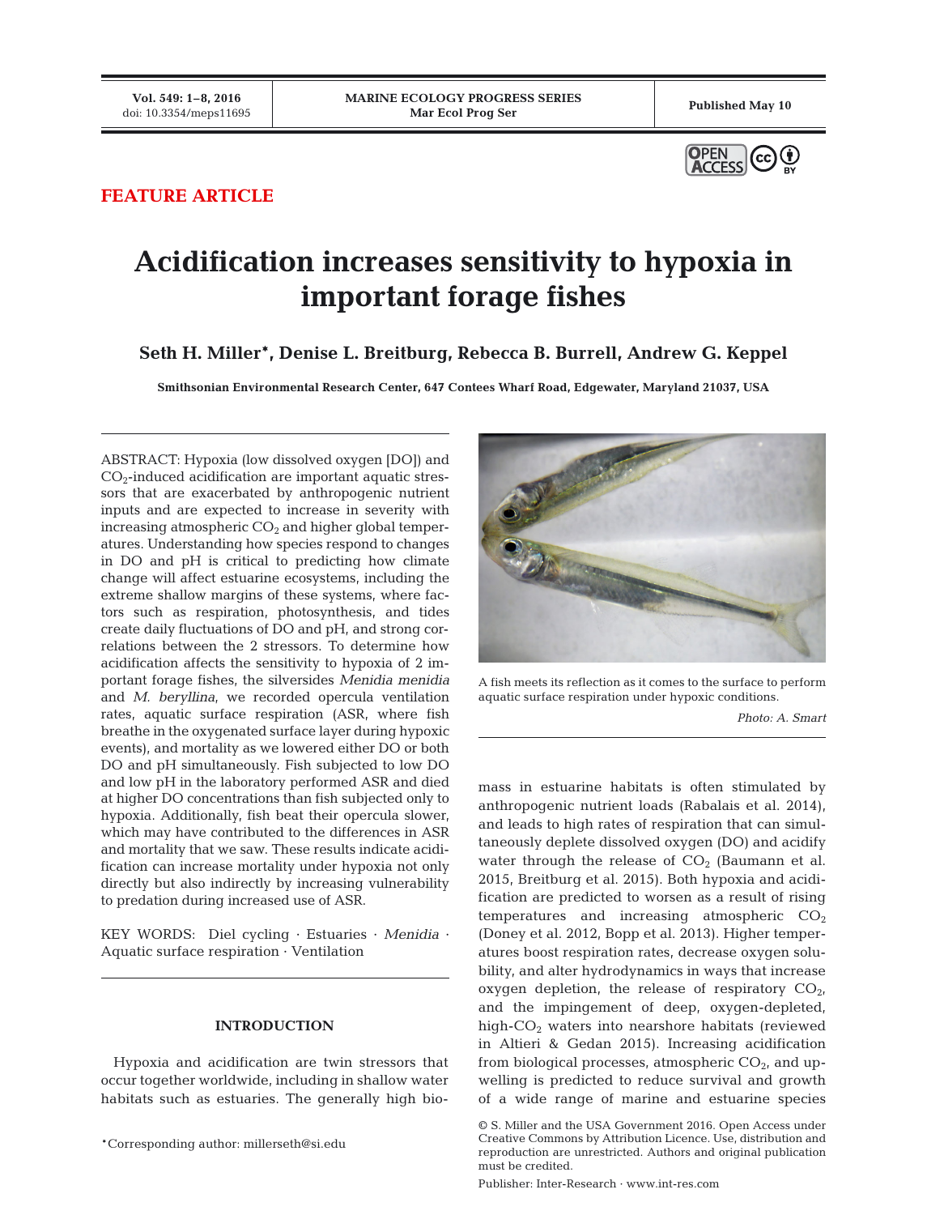FEATURE ARTICLE

# Acidification increases sensitivity to hypoxia in important forage fishes

**Seth H. Miller\*, Denise L. Breitburg, Rebecca B. Burrell, Andrew G. Keppel**

**Smithsonian Environmental Research Center, 647 Contees Wharf Road, Edgewater, Maryland 21037, USA**

ABSTRACT: Hypoxia (low dissolved oxygen [DO]) and $CO_2$-induced acidification are important aquatic stressors that are exacerbated by anthropogenic nutrient inputs and are expected to increase in severity with increasing atmospheric $CO_2$ and higher global temperatures. Understanding how species respond to changes in DO and pH is critical to predicting how climate change will affect estuarine ecosystems, including the extreme shallow margins of these systems, where factors such as respiration, photosynthesis, and tides create daily fluctuations of DO and pH, and strong correlations between the 2 stressors. To determine how acidification affects the sensitivity to hypoxia of 2 important forage fishes, the silversides *Menidia menidia* and *M. beryllina*, we recorded opercula ventilation rates, aquatic surface respiration (ASR, where fish breathe in the oxygenated surface layer during hypoxic events), and mortality as we lowered either DO or both DO and pH simultaneously. Fish subjected to low DO and low pH in the laboratory performed ASR and died at higher DO concentrations than fish subjected only to hypoxia. Additionally, fish beat their opercula slower, which may have contributed to the differences in ASR and mortality that we saw. These results indicate acidification can increase mortality under hypoxia not only directly but also indirectly by increasing vulnerability to predation during increased use of ASR.

KEY WORDS: Diel cycling · Estuaries · *Menidia* · Aquatic surface respiration · Ventilation

A fish meets its reflection as it comes to the surface to perform aquatic surface respiration under hypoxic conditions.

*Photo: A. Smart*

## INTRODUCTION

Hypoxia and acidification are twin stressors that occur together worldwide, including in shallow water habitats such as estuaries. The generally high biomass in estuarine habitats is often stimulated by anthropogenic nutrient loads (Rabalais et al. 2014), and leads to high rates of respiration that can simultaneously deplete dissolved oxygen (DO) and acidify water through the release of $CO_2$ (Baumann et al. 2015, Breitburg et al. 2015). Both hypoxia and acidification are predicted to worsen as a result of rising temperatures and increasing atmospheric $CO_2$ (Doney et al. 2012, Bopp et al. 2013). Higher temperatures boost respiration rates, decrease oxygen solubility, and alter hydrodynamics in ways that increase oxygen depletion, the release of respiratory $CO_2$, and the impingement of deep, oxygen-depleted, high-$CO_2$ waters into nearshore habitats (reviewed in Altieri & Gedan 2015). Increasing acidification from biological processes, atmospheric $CO_2$, and upwelling is predicted to reduce survival and growth of a wide range of marine and estuarine species

\*Corresponding author: millerseth@si.edu

© S. Miller and the USA Government 2016. Open Access under Creative Commons by Attribution Licence. Use, distribution and reproduction are unrestricted. Authors and original publication must be credited.

Publisher: Inter-Research · www.int-res.com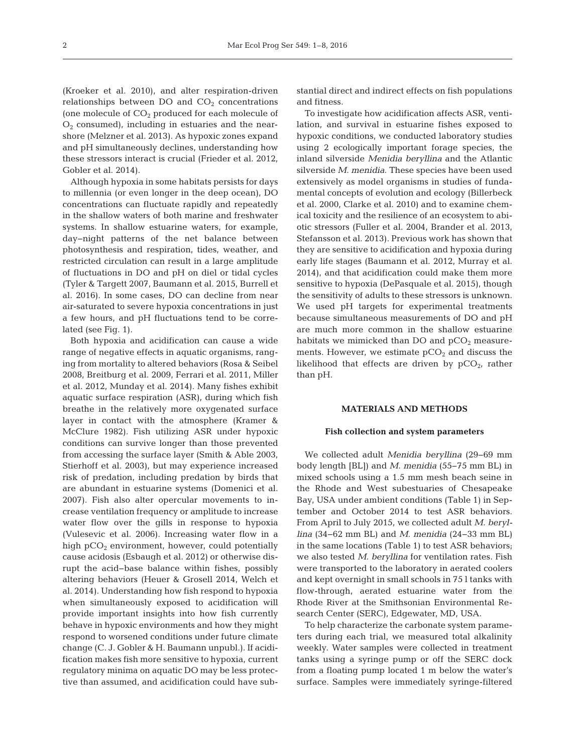(Kroeker et al. 2010), and alter respiration-driven relationships between DO and $CO_2$ concentrations (one molecule of $CO_2$ produced for each molecule of $O_2$ consumed), including in estuaries and the nearshore (Melzner et al. 2013). As hypoxic zones expand and pH simultaneously declines, understanding how these stressors interact is crucial (Frieder et al. 2012, Gobler et al. 2014).

Although hypoxia in some habitats persists for days to millennia (or even longer in the deep ocean), DO concentrations can fluctuate rapidly and repeatedly in the shallow waters of both marine and freshwater systems. In shallow estuarine waters, for example, day–night patterns of the net balance between photosynthesis and respiration, tides, weather, and restricted circulation can result in a large amplitude of fluctuations in DO and pH on diel or tidal cycles (Tyler & Targett 2007, Baumann et al. 2015, Burrell et al. 2016). In some cases, DO can decline from near air-saturated to severe hypoxia concentrations in just a few hours, and pH fluctuations tend to be correlated (see Fig. 1).

Both hypoxia and acidification can cause a wide range of negative effects in aquatic organisms, ranging from mortality to altered behaviors (Rosa & Seibel 2008, Breitburg et al. 2009, Ferrari et al. 2011, Miller et al. 2012, Munday et al. 2014). Many fishes exhibit aquatic surface respiration (ASR), during which fish breathe in the relatively more oxygenated surface layer in contact with the atmosphere (Kramer & McClure 1982). Fish utilizing ASR under hypoxic conditions can survive longer than those prevented from accessing the surface layer (Smith & Able 2003, Stierhoff et al. 2003), but may experience increased risk of predation, including predation by birds that are abundant in estuarine systems (Domenici et al. 2007). Fish also alter opercular movements to increase ventilation frequency or amplitude to increase water flow over the gills in response to hypoxia (Vulesevic et al. 2006). Increasing water flow in a high $pCO_2$ environment, however, could potentially cause acidosis (Esbaugh et al. 2012) or otherwise disrupt the acid–base balance within fishes, possibly altering behaviors (Heuer & Grosell 2014, Welch et al. 2014). Understanding how fish respond to hypoxia when simultaneously exposed to acidification will provide important insights into how fish currently behave in hypoxic environments and how they might respond to worsened conditions under future climate change (C. J. Gobler & H. Baumann unpubl.). If acidification makes fish more sensitive to hypoxia, current regulatory minima on aquatic DO may be less protective than assumed, and acidification could have substantial direct and indirect effects on fish populations and fitness.

To investigate how acidification affects ASR, ventilation, and survival in estuarine fishes exposed to hypoxic conditions, we conducted laboratory studies using 2 ecologically important forage species, the inland silverside *Menidia beryllina* and the Atlantic silverside *M. menidia*. These species have been used extensively as model organisms in studies of fundamental concepts of evolution and ecology (Billerbeck et al. 2000, Clarke et al. 2010) and to examine chemical toxicity and the resilience of an ecosystem to abiotic stressors (Fuller et al. 2004, Brander et al. 2013, Stefansson et al. 2013). Previous work has shown that they are sensitive to acidification and hypoxia during early life stages (Baumann et al. 2012, Murray et al. 2014), and that acidification could make them more sensitive to hypoxia (DePasquale et al. 2015), though the sensitivity of adults to these stressors is unknown. We used pH targets for experimental treatments because simultaneous measurements of DO and pH are much more common in the shallow estuarine habitats we mimicked than DO and $pCO_2$ measurements. However, we estimate $pCO_2$ and discuss the likelihood that effects are driven by $pCO_2$, rather than pH.

## MATERIALS AND METHODS

### Fish collection and system parameters

We collected adult *Menidia beryllina* (29–69 mm body length [BL]) and *M. menidia* (55–75 mm BL) in mixed schools using a 1.5 mm mesh beach seine in the Rhode and West subestuaries of Chesapeake Bay, USA under ambient conditions (Table 1) in September and October 2014 to test ASR behaviors. From April to July 2015, we collected adult *M. beryllina* (34–62 mm BL) and *M. menidia* (24–33 mm BL) in the same locations (Table 1) to test ASR behaviors; we also tested *M. beryllina* for ventilation rates. Fish were transported to the laboratory in aerated coolers and kept overnight in small schools in 75 l tanks with flow-through, aerated estuarine water from the Rhode River at the Smithsonian Environmental Research Center (SERC), Edgewater, MD, USA.

To help characterize the carbonate system parameters during each trial, we measured total alkalinity weekly. Water samples were collected in treatment tanks using a syringe pump or off the SERC dock from a floating pump located 1 m below the water's surface. Samples were immediately syringe-filtered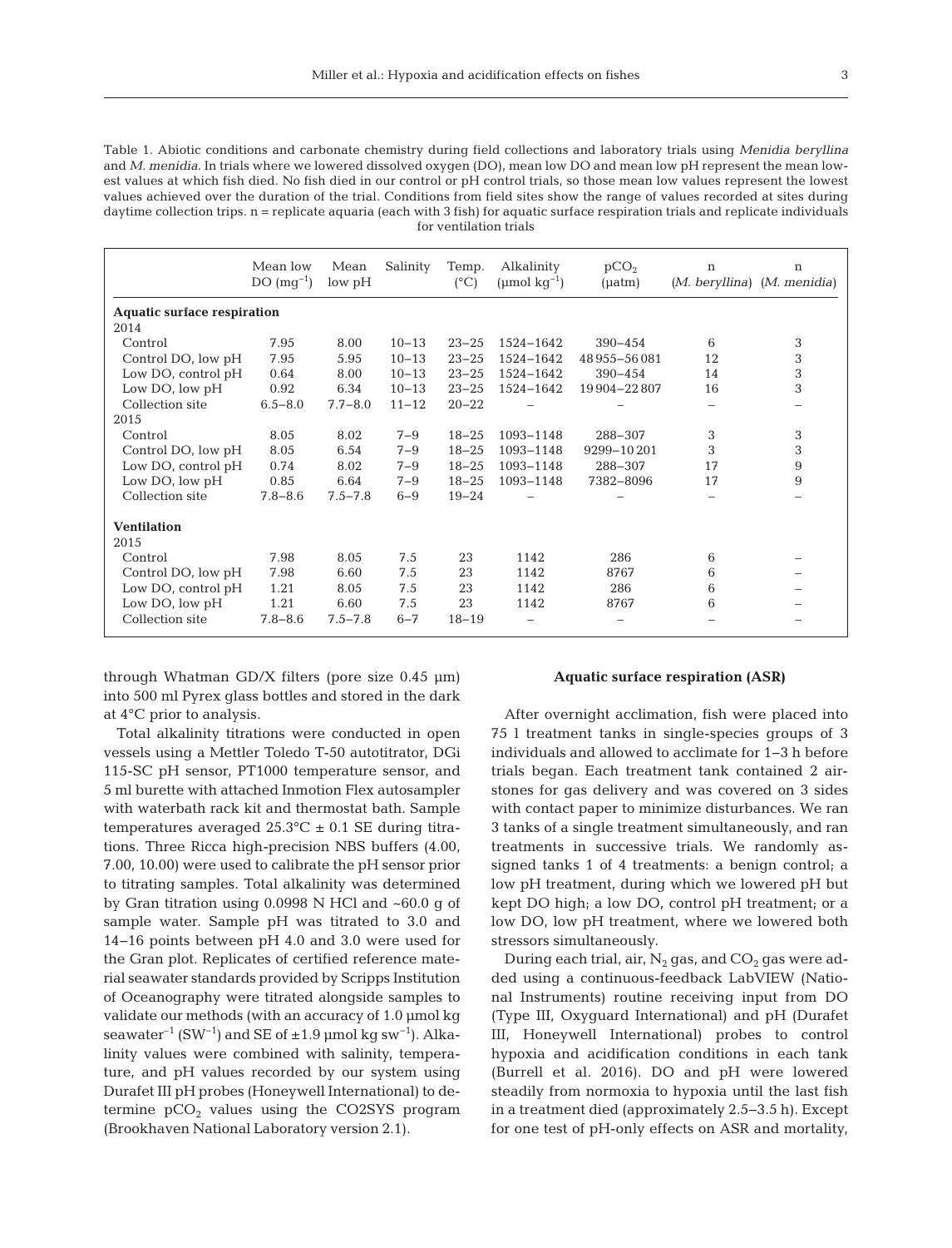Table 1. Abiotic conditions and carbonate chemistry during field collections and laboratory trials using *Menidia beryllina* and *M. menidia*. In trials where we lowered dissolved oxygen (DO), mean low DO and mean low pH represent the mean lowest values at which fish died. No fish died in our control or pH control trials, so those mean low values represent the lowest values achieved over the duration of the trial. Conditions from field sites show the range of values recorded at sites during daytime collection trips. n = replicate aquaria (each with 3 fish) for aquatic surface respiration trials and replicate individuals for ventilation trials

| | Mean low DO ($mg^{-1}$) | Mean low pH | Salinity | Temp. (°C) | Alkalinity ($\mu mol\ kg^{-1}$) | $pCO_2$ (μatm) | n (*M. beryllina*) | n (*M. menidia*) |
|---|---|---|---|---|---|---|---|---|
| **Aquatic surface respiration** | | | | | | | | |
| 2014 | | | | | | | | |
| Control | 7.95 | 8.00 | 10–13 | 23–25 | 1524–1642 | 390–454 | 6 | 3 |
| Control DO, low pH | 7.95 | 5.95 | 10–13 | 23–25 | 1524–1642 | 48955–56081 | 12 | 3 |
| Low DO, control pH | 0.64 | 8.00 | 10–13 | 23–25 | 1524–1642 | 390–454 | 14 | 3 |
| Low DO, low pH | 0.92 | 6.34 | 10–13 | 23–25 | 1524–1642 | 19904–22807 | 16 | 3 |
| Collection site | 6.5–8.0 | 7.7–8.0 | 11–12 | 20–22 | – | – | – | – |
| 2015 | | | | | | | | |
| Control | 8.05 | 8.02 | 7–9 | 18–25 | 1093–1148 | 288–307 | 3 | 3 |
| Control DO, low pH | 8.05 | 6.54 | 7–9 | 18–25 | 1093–1148 | 9299–10201 | 3 | 3 |
| Low DO, control pH | 0.74 | 8.02 | 7–9 | 18–25 | 1093–1148 | 288–307 | 17 | 9 |
| Low DO, low pH | 0.85 | 6.64 | 7–9 | 18–25 | 1093–1148 | 7382–8096 | 17 | 9 |
| Collection site | 7.8–8.6 | 7.5–7.8 | 6–9 | 19–24 | – | – | – | – |
| **Ventilation** | | | | | | | | |
| 2015 | | | | | | | | |
| Control | 7.98 | 8.05 | 7.5 | 23 | 1142 | 286 | 6 | – |
| Control DO, low pH | 7.98 | 6.60 | 7.5 | 23 | 1142 | 8767 | 6 | – |
| Low DO, control pH | 1.21 | 8.05 | 7.5 | 23 | 1142 | 286 | 6 | – |
| Low DO, low pH | 1.21 | 6.60 | 7.5 | 23 | 1142 | 8767 | 6 | – |
| Collection site | 7.8–8.6 | 7.5–7.8 | 6–7 | 18–19 | – | – | – | – |

through Whatman GD/X filters (pore size 0.45 μm) into 500 ml Pyrex glass bottles and stored in the dark at 4°C prior to analysis.

Total alkalinity titrations were conducted in open vessels using a Mettler Toledo T-50 autotitrator, DGi 115-SC pH sensor, PT1000 temperature sensor, and 5 ml burette with attached Inmotion Flex autosampler with waterbath rack kit and thermostat bath. Sample temperatures averaged 25.3°C ± 0.1 SE during titrations. Three Ricca high-precision NBS buffers (4.00, 7.00, 10.00) were used to calibrate the pH sensor prior to titrating samples. Total alkalinity was determined by Gran titration using 0.0998 N HCl and ~60.0 g of sample water. Sample pH was titrated to 3.0 and 14–16 points between pH 4.0 and 3.0 were used for the Gran plot. Replicates of certified reference material seawater standards provided by Scripps Institution of Oceanography were titrated alongside samples to validate our methods (with an accuracy of 1.0 μmol kg seawater$^{-1}$ ($SW^{-1}$) and SE of ±1.9 μmol kg $sw^{-1}$). Alkalinity values were combined with salinity, temperature, and pH values recorded by our system using Durafet III pH probes (Honeywell International) to determine $pCO_2$ values using the CO2SYS program (Brookhaven National Laboratory version 2.1).

## Aquatic surface respiration (ASR)

After overnight acclimation, fish were placed into 75 l treatment tanks in single-species groups of 3 individuals and allowed to acclimate for 1–3 h before trials began. Each treatment tank contained 2 airstones for gas delivery and was covered on 3 sides with contact paper to minimize disturbances. We ran 3 tanks of a single treatment simultaneously, and ran treatments in successive trials. We randomly assigned tanks 1 of 4 treatments: a benign control; a low pH treatment, during which we lowered pH but kept DO high; a low DO, control pH treatment; or a low DO, low pH treatment, where we lowered both stressors simultaneously.

During each trial, air, $N_2$ gas, and $CO_2$ gas were added using a continuous-feedback LabVIEW (National Instruments) routine receiving input from DO (Type III, Oxyguard International) and pH (Durafet III, Honeywell International) probes to control hypoxia and acidification conditions in each tank (Burrell et al. 2016). DO and pH were lowered steadily from normoxia to hypoxia until the last fish in a treatment died (approximately 2.5–3.5 h). Except for one test of pH-only effects on ASR and mortality,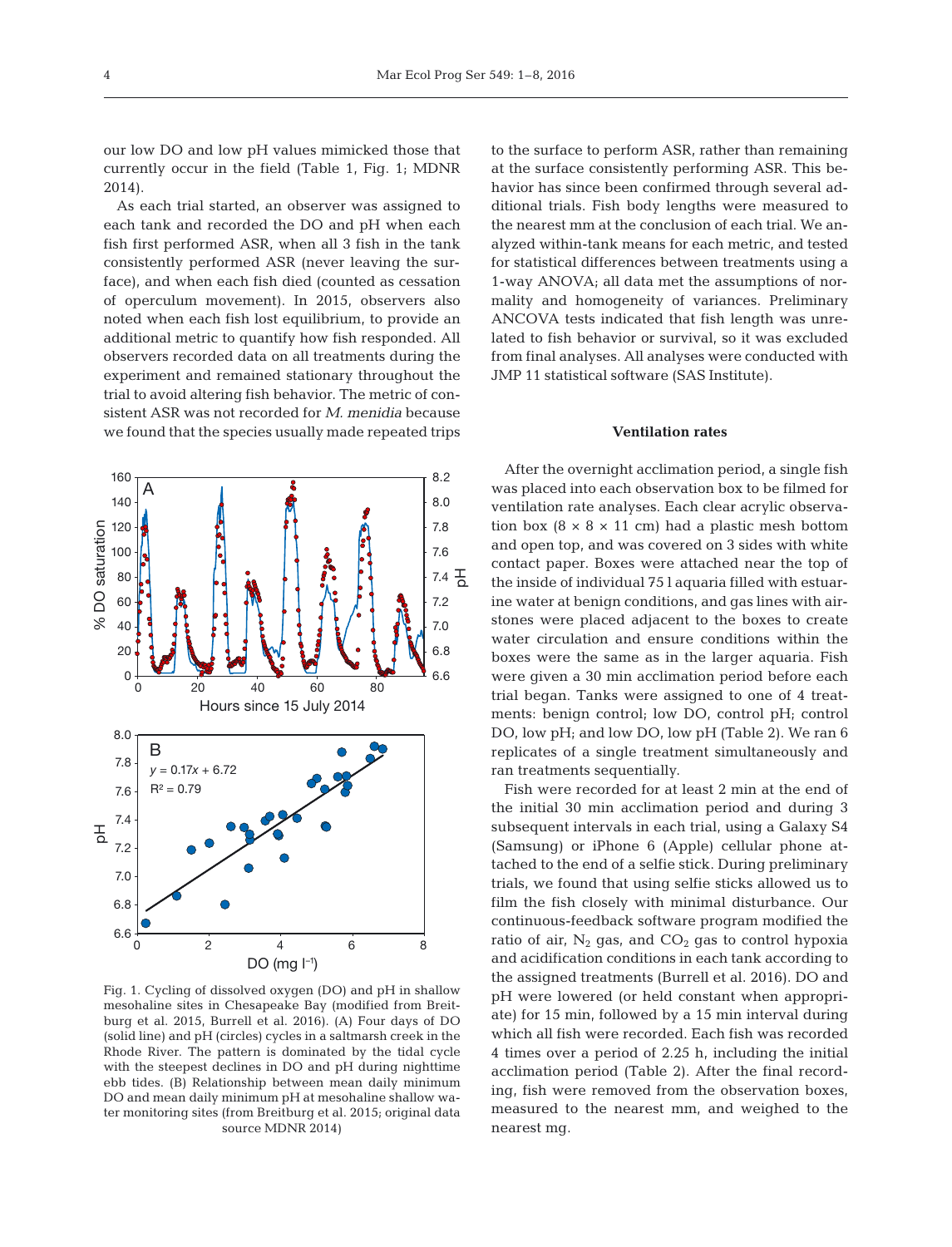our low DO and low pH values mimicked those that currently occur in the field (Table 1, Fig. 1; MDNR 2014).

As each trial started, an observer was assigned to each tank and recorded the DO and pH when each fish first performed ASR, when all 3 fish in the tank consistently performed ASR (never leaving the surface), and when each fish died (counted as cessation of operculum movement). In 2015, observers also noted when each fish lost equilibrium, to provide an additional metric to quantify how fish responded. All observers recorded data on all treatments during the experiment and remained stationary throughout the trial to avoid altering fish behavior. The metric of consistent ASR was not recorded for *M. menidia* because we found that the species usually made repeated trips to the surface to perform ASR, rather than remaining at the surface consistently performing ASR. This behavior has since been confirmed through several additional trials. Fish body lengths were measured to the nearest mm at the conclusion of each trial. We analyzed within-tank means for each metric, and tested for statistical differences between treatments using a 1-way ANOVA; all data met the assumptions of normality and homogeneity of variances. Preliminary ANCOVA tests indicated that fish length was unrelated to fish behavior or survival, so it was excluded from final analyses. All analyses were conducted with JMP 11 statistical software (SAS Institute).

Fig. 1. Cycling of dissolved oxygen (DO) and pH in shallow mesohaline sites in Chesapeake Bay (modified from Breitburg et al. 2015, Burrell et al. 2016). (A) Four days of DO (solid line) and pH (circles) cycles in a saltmarsh creek in the Rhode River. The pattern is dominated by the tidal cycle with the steepest declines in DO and pH during nighttime ebb tides. (B) Relationship between mean daily minimum DO and mean daily minimum pH at mesohaline shallow water monitoring sites (from Breitburg et al. 2015; original data source MDNR 2014)

### Ventilation rates

After the overnight acclimation period, a single fish was placed into each observation box to be filmed for ventilation rate analyses. Each clear acrylic observation box (8 × 8 × 11 cm) had a plastic mesh bottom and open top, and was covered on 3 sides with white contact paper. Boxes were attached near the top of the inside of individual 75 l aquaria filled with estuarine water at benign conditions, and gas lines with airstones were placed adjacent to the boxes to create water circulation and ensure conditions within the boxes were the same as in the larger aquaria. Fish were given a 30 min acclimation period before each trial began. Tanks were assigned to one of 4 treatments: benign control; low DO, control pH; control DO, low pH; and low DO, low pH (Table 2). We ran 6 replicates of a single treatment simultaneously and ran treatments sequentially.

Fish were recorded for at least 2 min at the end of the initial 30 min acclimation period and during 3 subsequent intervals in each trial, using a Galaxy S4 (Samsung) or iPhone 6 (Apple) cellular phone attached to the end of a selfie stick. During preliminary trials, we found that using selfie sticks allowed us to film the fish closely with minimal disturbance. Our continuous-feedback software program modified the ratio of air, $N_2$ gas, and $CO_2$ gas to control hypoxia and acidification conditions in each tank according to the assigned treatments (Burrell et al. 2016). DO and pH were lowered (or held constant when appropriate) for 15 min, followed by a 15 min interval during which all fish were recorded. Each fish was recorded 4 times over a period of 2.25 h, including the initial acclimation period (Table 2). After the final recording, fish were removed from the observation boxes, measured to the nearest mm, and weighed to the nearest mg.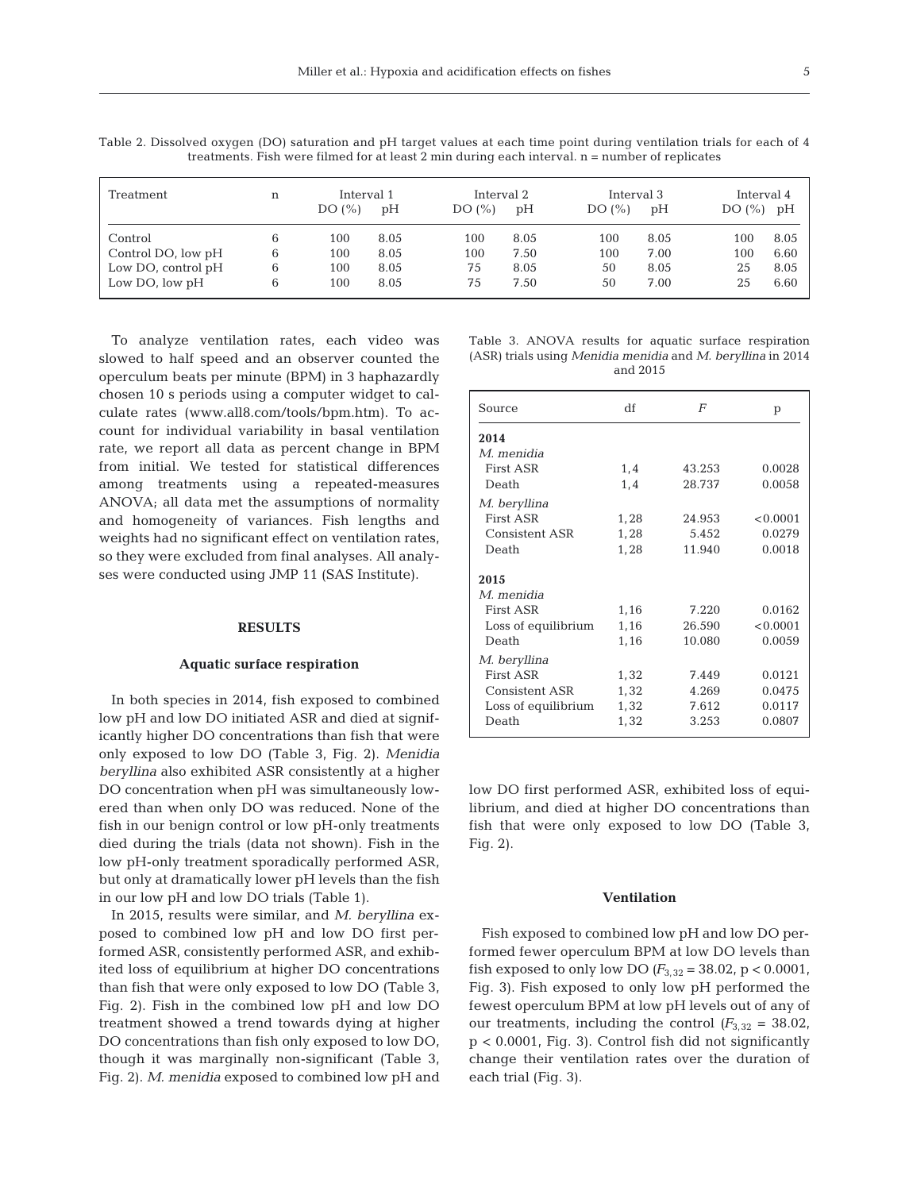Table 2. Dissolved oxygen (DO) saturation and pH target values at each time point during ventilation trials for each of 4 treatments. Fish were filmed for at least 2 min during each interval. n = number of replicates

| Treatment | n | Interval 1 | | Interval 2 | | Interval 3 | | Interval 4 | |
|---|---|---|---|---|---|---|---|---|---|
| | | DO (%) | pH | DO (%) | pH | DO (%) | pH | DO (%) | pH |
| Control | 6 | 100 | 8.05 | 100 | 8.05 | 100 | 8.05 | 100 | 8.05 |
| Control DO, low pH | 6 | 100 | 8.05 | 100 | 7.50 | 100 | 7.00 | 100 | 6.60 |
| Low DO, control pH | 6 | 100 | 8.05 | 75 | 8.05 | 50 | 8.05 | 25 | 8.05 |
| Low DO, low pH | 6 | 100 | 8.05 | 75 | 7.50 | 50 | 7.00 | 25 | 6.60 |

To analyze ventilation rates, each video was slowed to half speed and an observer counted the operculum beats per minute (BPM) in 3 haphazardly chosen 10 s periods using a computer widget to calculate rates (www.all8.com/tools/bpm.htm). To account for individual variability in basal ventilation rate, we report all data as percent change in BPM from initial. We tested for statistical differences among treatments using a repeated-measures ANOVA; all data met the assumptions of normality and homogeneity of variances. Fish lengths and weights had no significant effect on ventilation rates, so they were excluded from final analyses. All analyses were conducted using JMP 11 (SAS Institute).

## RESULTS

### Aquatic surface respiration

In both species in 2014, fish exposed to combined low pH and low DO initiated ASR and died at significantly higher DO concentrations than fish that were only exposed to low DO (Table 3, Fig. 2). *Menidia beryllina* also exhibited ASR consistently at a higher DO concentration when pH was simultaneously lowered than when only DO was reduced. None of the fish in our benign control or low pH-only treatments died during the trials (data not shown). Fish in the low pH-only treatment sporadically performed ASR, but only at dramatically lower pH levels than the fish in our low pH and low DO trials (Table 1).

In 2015, results were similar, and *M. beryllina* exposed to combined low pH and low DO first performed ASR, consistently performed ASR, and exhibited loss of equilibrium at higher DO concentrations than fish that were only exposed to low DO (Table 3, Fig. 2). Fish in the combined low pH and low DO treatment showed a trend towards dying at higher DO concentrations than fish only exposed to low DO, though it was marginally non-significant (Table 3, Fig. 2). *M. menidia* exposed to combined low pH and low DO first performed ASR, exhibited loss of equilibrium, and died at higher DO concentrations than fish that were only exposed to low DO (Table 3, Fig. 2).

Table 3. ANOVA results for aquatic surface respiration (ASR) trials using *Menidia menidia* and *M. beryllina* in 2014 and 2015

| Source | df | *F* | p |
|---|---|---|---|
| **2014** | | | |
| *M. menidia* | | | |
| First ASR | 1,4 | 43.253 | 0.0028 |
| Death | 1,4 | 28.737 | 0.0058 |
| *M. beryllina* | | | |
| First ASR | 1,28 | 24.953 | <0.0001 |
| Consistent ASR | 1,28 | 5.452 | 0.0279 |
| Death | 1,28 | 11.940 | 0.0018 |
| **2015** | | | |
| *M. menidia* | | | |
| First ASR | 1,16 | 7.220 | 0.0162 |
| Loss of equilibrium | 1,16 | 26.590 | <0.0001 |
| Death | 1,16 | 10.080 | 0.0059 |
| *M. beryllina* | | | |
| First ASR | 1,32 | 7.449 | 0.0121 |
| Consistent ASR | 1,32 | 4.269 | 0.0475 |
| Loss of equilibrium | 1,32 | 7.612 | 0.0117 |
| Death | 1,32 | 3.253 | 0.0807 |

### Ventilation

Fish exposed to combined low pH and low DO performed fewer operculum BPM at low DO levels than fish exposed to only low DO ($F_{3,32}$ = 38.02, $p < 0.0001$, Fig. 3). Fish exposed to only low pH performed the fewest operculum BPM at low pH levels out of any of our treatments, including the control ($F_{3,32}$ = 38.02, $p < 0.0001$, Fig. 3). Control fish did not significantly change their ventilation rates over the duration of each trial (Fig. 3).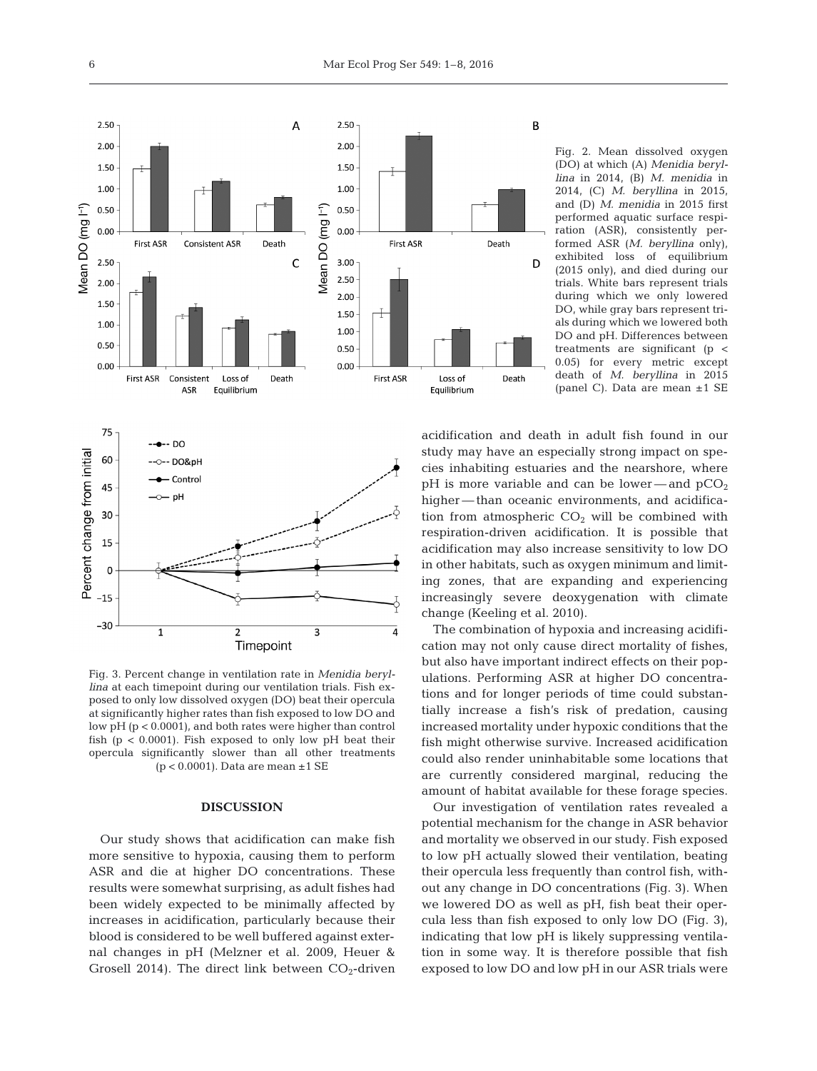Fig. 2. Mean dissolved oxygen (DO) at which (A) *Menidia beryllina* in 2014, (B) *M. menidia* in 2014, (C) *M. beryllina* in 2015, and (D) *M. menidia* in 2015 first performed aquatic surface respiration (ASR), consistently performed ASR (*M. beryllina* only), exhibited loss of equilibrium (2015 only), and died during our trials. White bars represent trials during which we only lowered DO, while gray bars represent trials during which we lowered both DO and pH. Differences between treatments are significant ($p < 0.05$) for every metric except death of *M. beryllina* in 2015 (panel C). Data are mean ±1 SE

Fig. 3. Percent change in ventilation rate in *Menidia beryllina* at each timepoint during our ventilation trials. Fish exposed to only low dissolved oxygen (DO) beat their opercula at significantly higher rates than fish exposed to low DO and low pH ($p < 0.0001$), and both rates were higher than control fish ($p < 0.0001$). Fish exposed to only low pH beat their opercula significantly slower than all other treatments ($p < 0.0001$). Data are mean ±1 SE

## DISCUSSION

Our study shows that acidification can make fish more sensitive to hypoxia, causing them to perform ASR and die at higher DO concentrations. These results were somewhat surprising, as adult fishes had been widely expected to be minimally affected by increases in acidification, particularly because their blood is considered to be well buffered against external changes in pH (Melzner et al. 2009, Heuer & Grosell 2014). The direct link between $CO_2$-driven acidification and death in adult fish found in our study may have an especially strong impact on species inhabiting estuaries and the nearshore, where pH is more variable and can be lower — and $pCO_2$ higher — than oceanic environments, and acidification from atmospheric $CO_2$ will be combined with respiration-driven acidification. It is possible that acidification may also increase sensitivity to low DO in other habitats, such as oxygen minimum and limiting zones, that are expanding and experiencing increasingly severe deoxygenation with climate change (Keeling et al. 2010).

The combination of hypoxia and increasing acidification may not only cause direct mortality of fishes, but also have important indirect effects on their populations. Performing ASR at higher DO concentrations and for longer periods of time could substantially increase a fish's risk of predation, causing increased mortality under hypoxic conditions that the fish might otherwise survive. Increased acidification could also render uninhabitable some locations that are currently considered marginal, reducing the amount of habitat available for these forage species.

Our investigation of ventilation rates revealed a potential mechanism for the change in ASR behavior and mortality we observed in our study. Fish exposed to low pH actually slowed their ventilation, beating their opercula less frequently than control fish, without any change in DO concentrations (Fig. 3). When we lowered DO as well as pH, fish beat their opercula less than fish exposed to only low DO (Fig. 3), indicating that low pH is likely suppressing ventilation in some way. It is therefore possible that fish exposed to low DO and low pH in our ASR trials were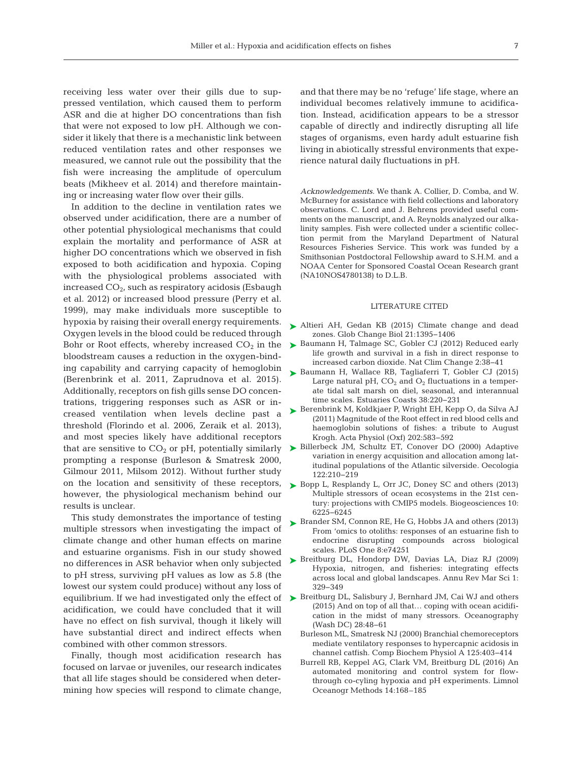receiving less water over their gills due to suppressed ventilation, which caused them to perform ASR and die at higher DO concentrations than fish that were not exposed to low pH. Although we consider it likely that there is a mechanistic link between reduced ventilation rates and other responses we measured, we cannot rule out the possibility that the fish were increasing the amplitude of operculum beats (Mikheev et al. 2014) and therefore maintaining or increasing water flow over their gills.

In addition to the decline in ventilation rates we observed under acidification, there are a number of other potential physiological mechanisms that could explain the mortality and performance of ASR at higher DO concentrations which we observed in fish exposed to both acidification and hypoxia. Coping with the physiological problems associated with increased $CO_2$, such as respiratory acidosis (Esbaugh et al. 2012) or increased blood pressure (Perry et al. 1999), may make individuals more susceptible to hypoxia by raising their overall energy requirements. Oxygen levels in the blood could be reduced through Bohr or Root effects, whereby increased $CO_2$ in the bloodstream causes a reduction in the oxygen-binding capability and carrying capacity of hemoglobin (Berenbrink et al. 2011, Zaprudnova et al. 2015). Additionally, receptors on fish gills sense DO concentrations, triggering responses such as ASR or increased ventilation when levels decline past a threshold (Florindo et al. 2006, Zeraik et al. 2013), and most species likely have additional receptors that are sensitive to $CO_2$ or pH, potentially similarly prompting a response (Burleson & Smatresk 2000, Gilmour 2011, Milsom 2012). Without further study on the location and sensitivity of these receptors, however, the physiological mechanism behind our results is unclear.

This study demonstrates the importance of testing multiple stressors when investigating the impact of climate change and other human effects on marine and estuarine organisms. Fish in our study showed no differences in ASR behavior when only subjected to pH stress, surviving pH values as low as 5.8 (the lowest our system could produce) without any loss of equilibrium. If we had investigated only the effect of acidification, we could have concluded that it will have no effect on fish survival, though it likely will have substantial direct and indirect effects when combined with other common stressors.

Finally, though most acidification research has focused on larvae or juveniles, our research indicates that all life stages should be considered when determining how species will respond to climate change, and that there may be no 'refuge' life stage, where an individual becomes relatively immune to acidification. Instead, acidification appears to be a stressor capable of directly and indirectly disrupting all life stages of organisms, even hardy adult estuarine fish living in abiotically stressful environments that experience natural daily fluctuations in pH.

*Acknowledgements.* We thank A. Collier, D. Comba, and W. McBurney for assistance with field collections and laboratory observations. C. Lord and J. Behrens provided useful comments on the manuscript, and A. Reynolds analyzed our alkalinity samples. Fish were collected under a scientific collection permit from the Maryland Department of Natural Resources Fisheries Service. This work was funded by a Smithsonian Postdoctoral Fellowship award to S.H.M. and a NOAA Center for Sponsored Coastal Ocean Research grant (NA10NOS4780138) to D.L.B.

## LITERATURE CITED

- Altieri AH, Gedan KB (2015) Climate change and dead zones. Glob Change Biol 21:1395−1406
- Baumann H, Talmage SC, Gobler CJ (2012) Reduced early life growth and survival in a fish in direct response to increased carbon dioxide. Nat Clim Change 2:38−41
- Baumann H, Wallace RB, Tagliaferri T, Gobler CJ (2015) Large natural pH, $CO_2$ and $O_2$ fluctuations in a temperate tidal salt marsh on diel, seasonal, and interannual time scales. Estuaries Coasts 38:220−231
- Berenbrink M, Koldkjaer P, Wright EH, Kepp O, da Silva AJ (2011) Magnitude of the Root effect in red blood cells and haemoglobin solutions of fishes: a tribute to August Krogh. Acta Physiol (Oxf) 202:583−592
- Billerbeck JM, Schultz ET, Conover DO (2000) Adaptive variation in energy acquisition and allocation among latitudinal populations of the Atlantic silverside. Oecologia 122:210−219
- Bopp L, Resplandy L, Orr JC, Doney SC and others (2013) Multiple stressors of ocean ecosystems in the 21st century: projections with CMIP5 models. Biogeosciences 10: 6225−6245
- Brander SM, Connon RE, He G, Hobbs JA and others (2013) From 'omics to otoliths: responses of an estuarine fish to endocrine disrupting compounds across biological scales. PLoS One 8:e74251
- Breitburg DL, Hondorp DW, Davias LA, Diaz RJ (2009) Hypoxia, nitrogen, and fisheries: integrating effects across local and global landscapes. Annu Rev Mar Sci 1: 329−349
- Breitburg DL, Salisbury J, Bernhard JM, Cai WJ and others (2015) And on top of all that… coping with ocean acidification in the midst of many stressors. Oceanography (Wash DC) 28:48−61
- Burleson ML, Smatresk NJ (2000) Branchial chemoreceptors mediate ventilatory responses to hypercapnic acidosis in channel catfish. Comp Biochem Physiol A 125:403−414
- Burrell RB, Keppel AG, Clark VM, Breitburg DL (2016) An automated monitoring and control system for flow-through co-cyling hypoxia and pH experiments. Limnol Oceanogr Methods 14:168−185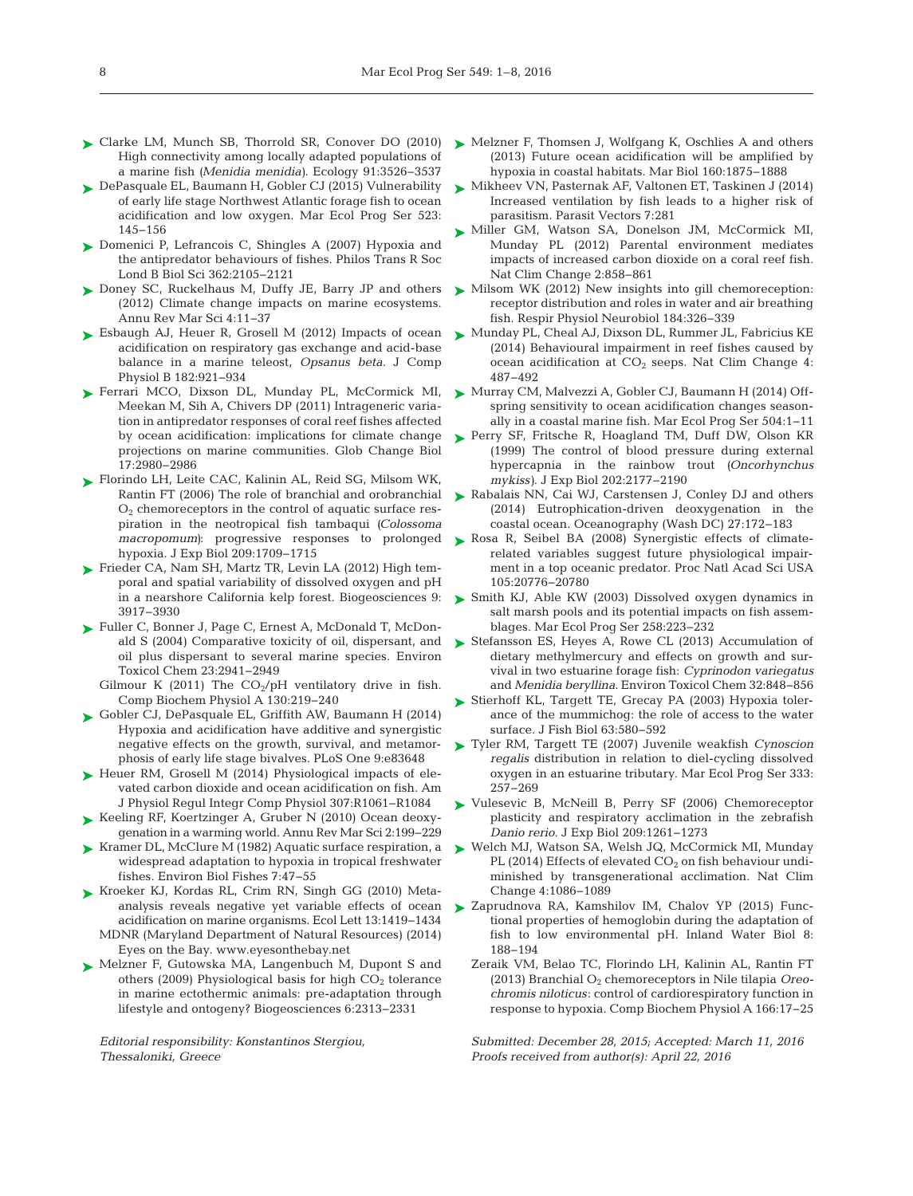Clarke LM, Munch SB, Thorrold SR, Conover DO (2010) High connectivity among locally adapted populations of a marine fish (*Menidia menidia*). Ecology 91:3526−3537

DePasquale EL, Baumann H, Gobler CJ (2015) Vulnerability of early life stage Northwest Atlantic forage fish to ocean acidification and low oxygen. Mar Ecol Prog Ser 523: 145−156

Domenici P, Lefrancois C, Shingles A (2007) Hypoxia and the antipredator behaviours of fishes. Philos Trans R Soc Lond B Biol Sci 362:2105−2121

Doney SC, Ruckelhaus M, Duffy JE, Barry JP and others (2012) Climate change impacts on marine ecosystems. Annu Rev Mar Sci 4:11−37

Esbaugh AJ, Heuer R, Grosell M (2012) Impacts of ocean acidification on respiratory gas exchange and acid-base balance in a marine teleost, *Opsanus beta*. J Comp Physiol B 182:921−934

Ferrari MCO, Dixson DL, Munday PL, McCormick MI, Meekan M, Sih A, Chivers DP (2011) Intrageneric variation in antipredator responses of coral reef fishes affected by ocean acidification: implications for climate change projections on marine communities. Glob Change Biol 17:2980−2986

Florindo LH, Leite CAC, Kalinin AL, Reid SG, Milsom WK, Rantin FT (2006) The role of branchial and orobranchial $O_2$ chemoreceptors in the control of aquatic surface respiration in the neotropical fish tambaqui (*Colossoma macropomum*): progressive responses to prolonged hypoxia. J Exp Biol 209:1709−1715

Frieder CA, Nam SH, Martz TR, Levin LA (2012) High temporal and spatial variability of dissolved oxygen and pH in a nearshore California kelp forest. Biogeosciences 9: 3917−3930

Fuller C, Bonner J, Page C, Ernest A, McDonald T, McDonald S (2004) Comparative toxicity of oil, dispersant, and oil plus dispersant to several marine species. Environ Toxicol Chem 23:2941−2949

Gilmour K (2011) The $CO_2$/pH ventilatory drive in fish. Comp Biochem Physiol A 130:219−240

Gobler CJ, DePasquale EL, Griffith AW, Baumann H (2014) Hypoxia and acidification have additive and synergistic negative effects on the growth, survival, and metamorphosis of early life stage bivalves. PLoS One 9:e83648

Heuer RM, Grosell M (2014) Physiological impacts of elevated carbon dioxide and ocean acidification on fish. Am J Physiol Regul Integr Comp Physiol 307:R1061−R1084

Keeling RF, Koertzinger A, Gruber N (2010) Ocean deoxygenation in a warming world. Annu Rev Mar Sci 2:199−229

Kramer DL, McClure M (1982) Aquatic surface respiration, a widespread adaptation to hypoxia in tropical freshwater fishes. Environ Biol Fishes 7:47−55

Kroeker KJ, Kordas RL, Crim RN, Singh GG (2010) Meta-analysis reveals negative yet variable effects of ocean acidification on marine organisms. Ecol Lett 13:1419−1434

MDNR (Maryland Department of Natural Resources) (2014) Eyes on the Bay. www.eyesonthebay.net

Melzner F, Gutowska MA, Langenbuch M, Dupont S and others (2009) Physiological basis for high $CO_2$ tolerance in marine ectothermic animals: pre-adaptation through lifestyle and ontogeny? Biogeosciences 6:2313−2331

Melzner F, Thomsen J, Wolfgang K, Oschlies A and others (2013) Future ocean acidification will be amplified by hypoxia in coastal habitats. Mar Biol 160:1875−1888

Mikheev VN, Pasternak AF, Valtonen ET, Taskinen J (2014) Increased ventilation by fish leads to a higher risk of parasitism. Parasit Vectors 7:281

Miller GM, Watson SA, Donelson JM, McCormick MI, Munday PL (2012) Parental environment mediates impacts of increased carbon dioxide on a coral reef fish. Nat Clim Change 2:858−861

Milsom WK (2012) New insights into gill chemoreception: receptor distribution and roles in water and air breathing fish. Respir Physiol Neurobiol 184:326−339

Munday PL, Cheal AJ, Dixson DL, Rummer JL, Fabricius KE (2014) Behavioural impairment in reef fishes caused by ocean acidification at $CO_2$ seeps. Nat Clim Change 4: 487−492

Murray CM, Malvezzi A, Gobler CJ, Baumann H (2014) Offspring sensitivity to ocean acidification changes seasonally in a coastal marine fish. Mar Ecol Prog Ser 504:1−11

Perry SF, Fritsche R, Hoagland TM, Duff DW, Olson KR (1999) The control of blood pressure during external hypercapnia in the rainbow trout (*Oncorhynchus mykiss*). J Exp Biol 202:2177−2190

Rabalais NN, Cai WJ, Carstensen J, Conley DJ and others (2014) Eutrophication-driven deoxygenation in the coastal ocean. Oceanography (Wash DC) 27:172−183

Rosa R, Seibel BA (2008) Synergistic effects of climate-related variables suggest future physiological impairment in a top oceanic predator. Proc Natl Acad Sci USA 105:20776−20780

Smith KJ, Able KW (2003) Dissolved oxygen dynamics in salt marsh pools and its potential impacts on fish assemblages. Mar Ecol Prog Ser 258:223−232

Stefansson ES, Heyes A, Rowe CL (2013) Accumulation of dietary methylmercury and effects on growth and survival in two estuarine forage fish: *Cyprinodon variegatus* and *Menidia beryllina*. Environ Toxicol Chem 32:848−856

Stierhoff KL, Targett TE, Grecay PA (2003) Hypoxia tolerance of the mummichog: the role of access to the water surface. J Fish Biol 63:580−592

Tyler RM, Targett TE (2007) Juvenile weakfish *Cynoscion regalis* distribution in relation to diel-cycling dissolved oxygen in an estuarine tributary. Mar Ecol Prog Ser 333: 257−269

Vulesevic B, McNeill B, Perry SF (2006) Chemoreceptor plasticity and respiratory acclimation in the zebrafish *Danio rerio*. J Exp Biol 209:1261−1273

Welch MJ, Watson SA, Welsh JQ, McCormick MI, Munday PL (2014) Effects of elevated $CO_2$ on fish behaviour undiminished by transgenerational acclimation. Nat Clim Change 4:1086−1089

Zaprudnova RA, Kamshilov IM, Chalov YP (2015) Functional properties of hemoglobin during the adaptation of fish to low environmental pH. Inland Water Biol 8: 188−194

Zeraik VM, Belao TC, Florindo LH, Kalinin AL, Rantin FT (2013) Branchial $O_2$ chemoreceptors in Nile tilapia *Oreochromis niloticus*: control of cardiorespiratory function in response to hypoxia. Comp Biochem Physiol A 166:17−25

*Editorial responsibility: Konstantinos Stergiou, Thessaloniki, Greece*

*Submitted: December 28, 2015; Accepted: March 11, 2016*
*Proofs received from author(s): April 22, 2016*